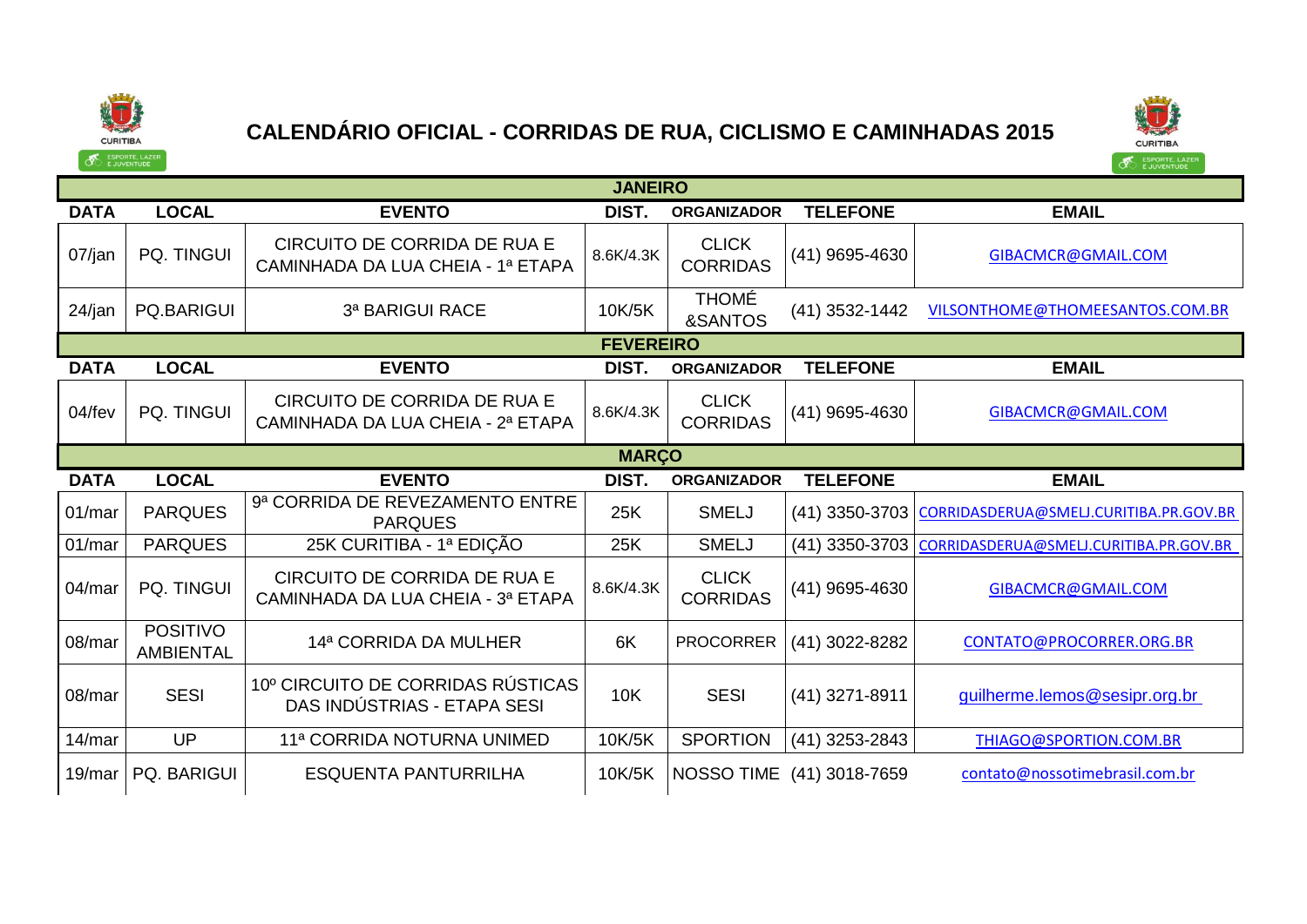# CALENDÁRIO OFICIAL - CORRIDAS DE RUA, CICLISMO E CAMINHADAS 2015

| JANEIRO | | | | | | |
|---|---|---|---|---|---|---|
| **DATA** | **LOCAL** | **EVENTO** | **DIST.** | **ORGANIZADOR** | **TELEFONE** | **EMAIL** |
| 07/jan | PQ. TINGUI | CIRCUITO DE CORRIDA DE RUA E CAMINHADA DA LUA CHEIA - 1ª ETAPA | 8.6K/4.3K | CLICK CORRIDAS | (41) 9695-4630 | GIBACMCR@GMAIL.COM |
| 24/jan | PQ.BARIGUI | 3ª BARIGUI RACE | 10K/5K | THOMÉ &SANTOS | (41) 3532-1442 | VILSONTHOME@THOMEESANTOS.COM.BR |

| FEVEREIRO | | | | | | |
|---|---|---|---|---|---|---|
| **DATA** | **LOCAL** | **EVENTO** | **DIST.** | **ORGANIZADOR** | **TELEFONE** | **EMAIL** |
| 04/fev | PQ. TINGUI | CIRCUITO DE CORRIDA DE RUA E CAMINHADA DA LUA CHEIA - 2ª ETAPA | 8.6K/4.3K | CLICK CORRIDAS | (41) 9695-4630 | GIBACMCR@GMAIL.COM |

| MARÇO | | | | | | |
|---|---|---|---|---|---|---|
| **DATA** | **LOCAL** | **EVENTO** | **DIST.** | **ORGANIZADOR** | **TELEFONE** | **EMAIL** |
| 01/mar | PARQUES | 9ª CORRIDA DE REVEZAMENTO ENTRE PARQUES | 25K | SMELJ | (41) 3350-3703 | CORRIDASDERUA@SMELJ.CURITIBA.PR.GOV.BR |
| 01/mar | PARQUES | 25K CURITIBA - 1ª EDIÇÃO | 25K | SMELJ | (41) 3350-3703 | CORRIDASDERUA@SMELJ.CURITIBA.PR.GOV.BR |
| 04/mar | PQ. TINGUI | CIRCUITO DE CORRIDA DE RUA E CAMINHADA DA LUA CHEIA - 3ª ETAPA | 8.6K/4.3K | CLICK CORRIDAS | (41) 9695-4630 | GIBACMCR@GMAIL.COM |
| 08/mar | POSITIVO AMBIENTAL | 14ª CORRIDA DA MULHER | 6K | PROCORRER | (41) 3022-8282 | CONTATO@PROCORRER.ORG.BR |
| 08/mar | SESI | 10º CIRCUITO DE CORRIDAS RÚSTICAS DAS INDÚSTRIAS - ETAPA SESI | 10K | SESI | (41) 3271-8911 | guilherme.lemos@sesipr.org.br |
| 14/mar | UP | 11ª CORRIDA NOTURNA UNIMED | 10K/5K | SPORTION | (41) 3253-2843 | THIAGO@SPORTION.COM.BR |
| 19/mar | PQ. BARIGUI | ESQUENTA PANTURRILHA | 10K/5K | NOSSO TIME | (41) 3018-7659 | contato@nossotimebrasil.com.br |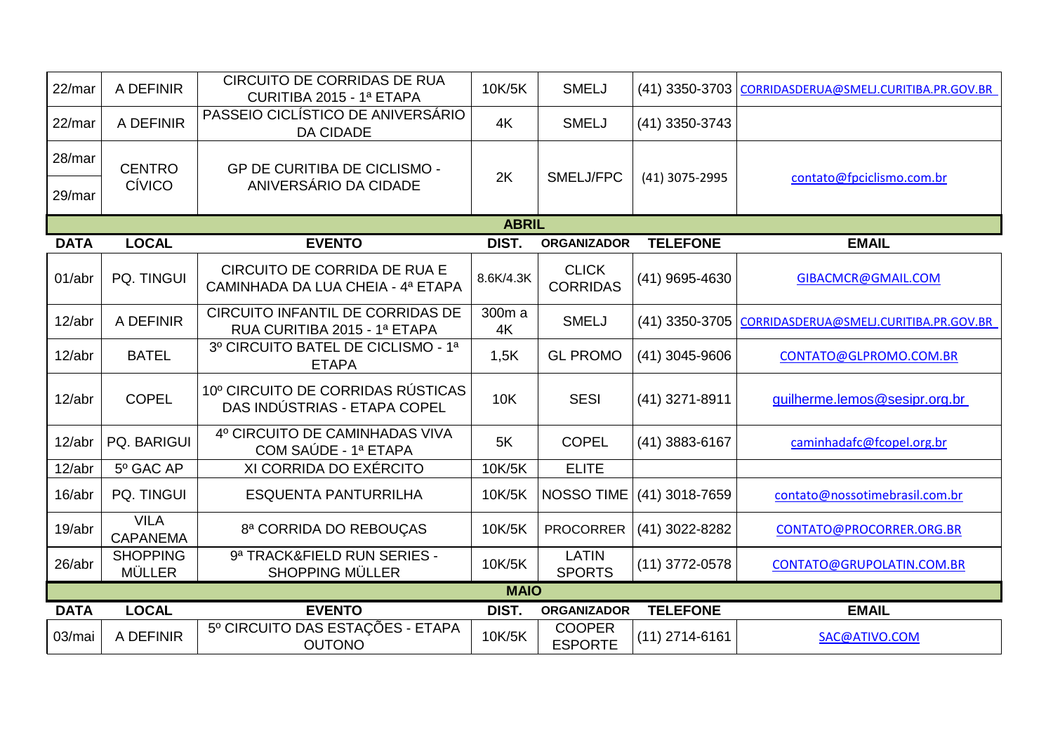| DATA | LOCAL | EVENTO | DIST. | ORGANIZADOR | TELEFONE | EMAIL |
|---|---|---|---|---|---|---|
| 22/mar | A DEFINIR | CIRCUITO DE CORRIDAS DE RUA CURITIBA 2015 - 1ª ETAPA | 10K/5K | SMELJ | (41) 3350-3703 | CORRIDASDERUA@SMELJ.CURITIBA.PR.GOV.BR |
| 22/mar | A DEFINIR | PASSEIO CICLÍSTICO DE ANIVERSÁRIO DA CIDADE | 4K | SMELJ | (41) 3350-3743 | |
| 28/mar<br>29/mar | CENTRO CÍVICO | GP DE CURITIBA DE CICLISMO - ANIVERSÁRIO DA CIDADE | 2K | SMELJ/FPC | (41) 3075-2995 | contato@fpciclismo.com.br |
| **ABRIL** | | | | | | |
| **DATA** | **LOCAL** | **EVENTO** | **DIST.** | **ORGANIZADOR** | **TELEFONE** | **EMAIL** |
| 01/abr | PQ. TINGUI | CIRCUITO DE CORRIDA DE RUA E CAMINHADA DA LUA CHEIA - 4ª ETAPA | 8.6K/4.3K | CLICK CORRIDAS | (41) 9695-4630 | GIBACMCR@GMAIL.COM |
| 12/abr | A DEFINIR | CIRCUITO INFANTIL DE CORRIDAS DE RUA CURITIBA 2015 - 1ª ETAPA | 300m a 4K | SMELJ | (41) 3350-3705 | CORRIDASDERUA@SMELJ.CURITIBA.PR.GOV.BR |
| 12/abr | BATEL | 3º CIRCUITO BATEL DE CICLISMO - 1ª ETAPA | 1,5K | GL PROMO | (41) 3045-9606 | CONTATO@GLPROMO.COM.BR |
| 12/abr | COPEL | 10º CIRCUITO DE CORRIDAS RÚSTICAS DAS INDÚSTRIAS - ETAPA COPEL | 10K | SESI | (41) 3271-8911 | guilherme.lemos@sesipr.org.br |
| 12/abr | PQ. BARIGUI | 4º CIRCUITO DE CAMINHADAS VIVA COM SAÚDE - 1ª ETAPA | 5K | COPEL | (41) 3883-6167 | caminhadafc@fcopel.org.br |
| 12/abr | 5º GAC AP | XI CORRIDA DO EXÉRCITO | 10K/5K | ELITE | | |
| 16/abr | PQ. TINGUI | ESQUENTA PANTURRILHA | 10K/5K | NOSSO TIME | (41) 3018-7659 | contato@nossotimebrasil.com.br |
| 19/abr | VILA CAPANEMA | 8ª CORRIDA DO REBOUÇAS | 10K/5K | PROCORRER | (41) 3022-8282 | CONTATO@PROCORRER.ORG.BR |
| 26/abr | SHOPPING MÜLLER | 9ª TRACK&FIELD RUN SERIES - SHOPPING MÜLLER | 10K/5K | LATIN SPORTS | (11) 3772-0578 | CONTATO@GRUPOLATIN.COM.BR |
| **MAIO** | | | | | | |
| **DATA** | **LOCAL** | **EVENTO** | **DIST.** | **ORGANIZADOR** | **TELEFONE** | **EMAIL** |
| 03/mai | A DEFINIR | 5º CIRCUITO DAS ESTAÇÕES - ETAPA OUTONO | 10K/5K | COOPER ESPORTE | (11) 2714-6161 | SAC@ATIVO.COM |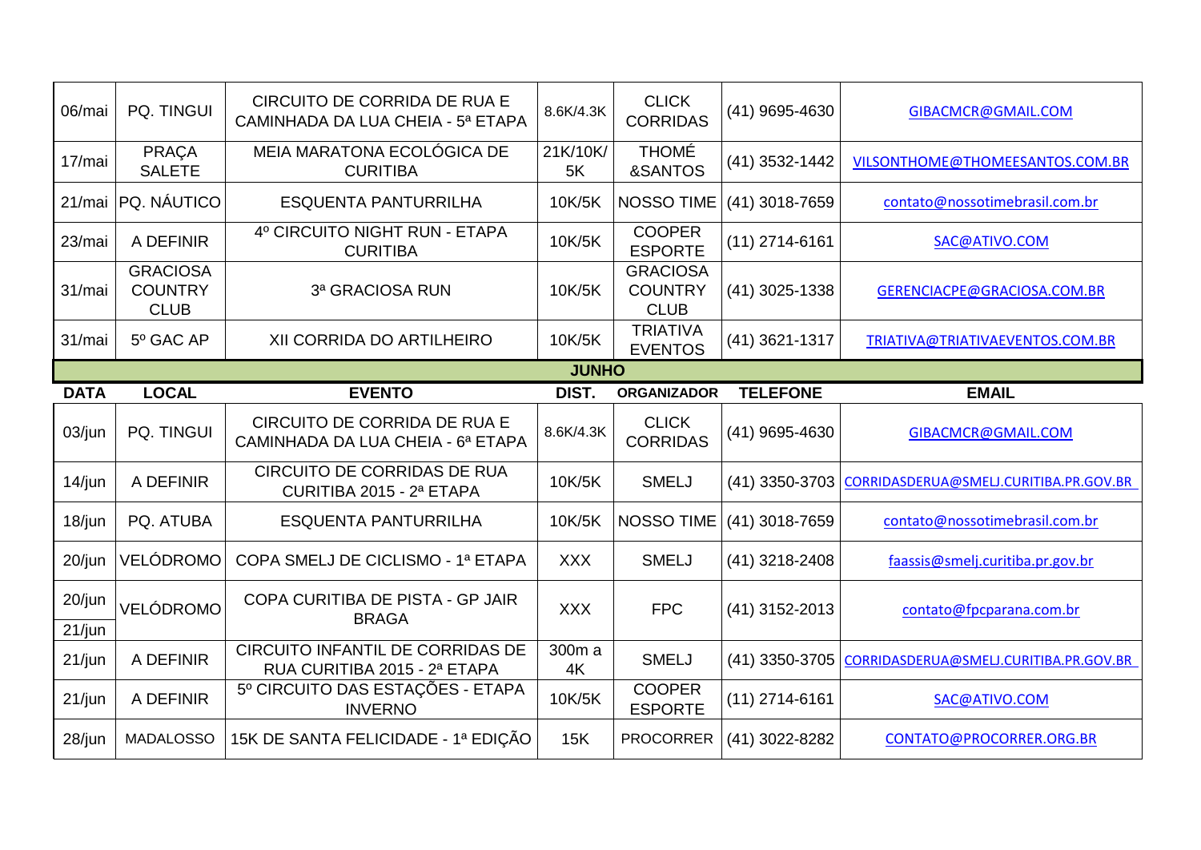| DATA | LOCAL | EVENTO | DIST. | ORGANIZADOR | TELEFONE | EMAIL |
|---|---|---|---|---|---|---|
| 06/mai | PQ. TINGUI | CIRCUITO DE CORRIDA DE RUA E CAMINHADA DA LUA CHEIA - 5ª ETAPA | 8.6K/4.3K | CLICK CORRIDAS | (41) 9695-4630 | GIBACMCR@GMAIL.COM |
| 17/mai | PRAÇA SALETE | MEIA MARATONA ECOLÓGICA DE CURITIBA | 21K/10K/5K | THOMÉ &SANTOS | (41) 3532-1442 | VILSONTHOME@THOMEESANTOS.COM.BR |
| 21/mai | PQ. NÁUTICO | ESQUENTA PANTURRILHA | 10K/5K | NOSSO TIME | (41) 3018-7659 | contato@nossotimebrasil.com.br |
| 23/mai | A DEFINIR | 4º CIRCUITO NIGHT RUN - ETAPA CURITIBA | 10K/5K | COOPER ESPORTE | (11) 2714-6161 | SAC@ATIVO.COM |
| 31/mai | GRACIOSA COUNTRY CLUB | 3ª GRACIOSA RUN | 10K/5K | GRACIOSA COUNTRY CLUB | (41) 3025-1338 | GERENCIACPE@GRACIOSA.COM.BR |
| 31/mai | 5º GAC AP | XII CORRIDA DO ARTILHEIRO | 10K/5K | TRIATIVA EVENTOS | (41) 3621-1317 | TRIATIVA@TRIATIVAEVENTOS.COM.BR |
| **JUNHO** | | | | | | |
| **DATA** | **LOCAL** | **EVENTO** | **DIST.** | **ORGANIZADOR** | **TELEFONE** | **EMAIL** |
| 03/jun | PQ. TINGUI | CIRCUITO DE CORRIDA DE RUA E CAMINHADA DA LUA CHEIA - 6ª ETAPA | 8.6K/4.3K | CLICK CORRIDAS | (41) 9695-4630 | GIBACMCR@GMAIL.COM |
| 14/jun | A DEFINIR | CIRCUITO DE CORRIDAS DE RUA CURITIBA 2015 - 2ª ETAPA | 10K/5K | SMELJ | (41) 3350-3703 | CORRIDASDERUA@SMELJ.CURITIBA.PR.GOV.BR |
| 18/jun | PQ. ATUBA | ESQUENTA PANTURRILHA | 10K/5K | NOSSO TIME | (41) 3018-7659 | contato@nossotimebrasil.com.br |
| 20/jun | VELÓDROMO | COPA SMELJ DE CICLISMO - 1ª ETAPA | XXX | SMELJ | (41) 3218-2408 | faassis@smelj.curitiba.pr.gov.br |
| 20/jun 21/jun | VELÓDROMO | COPA CURITIBA DE PISTA - GP JAIR BRAGA | XXX | FPC | (41) 3152-2013 | contato@fpcparana.com.br |
| 21/jun | A DEFINIR | CIRCUITO INFANTIL DE CORRIDAS DE RUA CURITIBA 2015 - 2ª ETAPA | 300m a 4K | SMELJ | (41) 3350-3705 | CORRIDASDERUA@SMELJ.CURITIBA.PR.GOV.BR |
| 21/jun | A DEFINIR | 5º CIRCUITO DAS ESTAÇÕES - ETAPA INVERNO | 10K/5K | COOPER ESPORTE | (11) 2714-6161 | SAC@ATIVO.COM |
| 28/jun | MADALOSSO | 15K DE SANTA FELICIDADE - 1ª EDIÇÃO | 15K | PROCORRER | (41) 3022-8282 | CONTATO@PROCORRER.ORG.BR |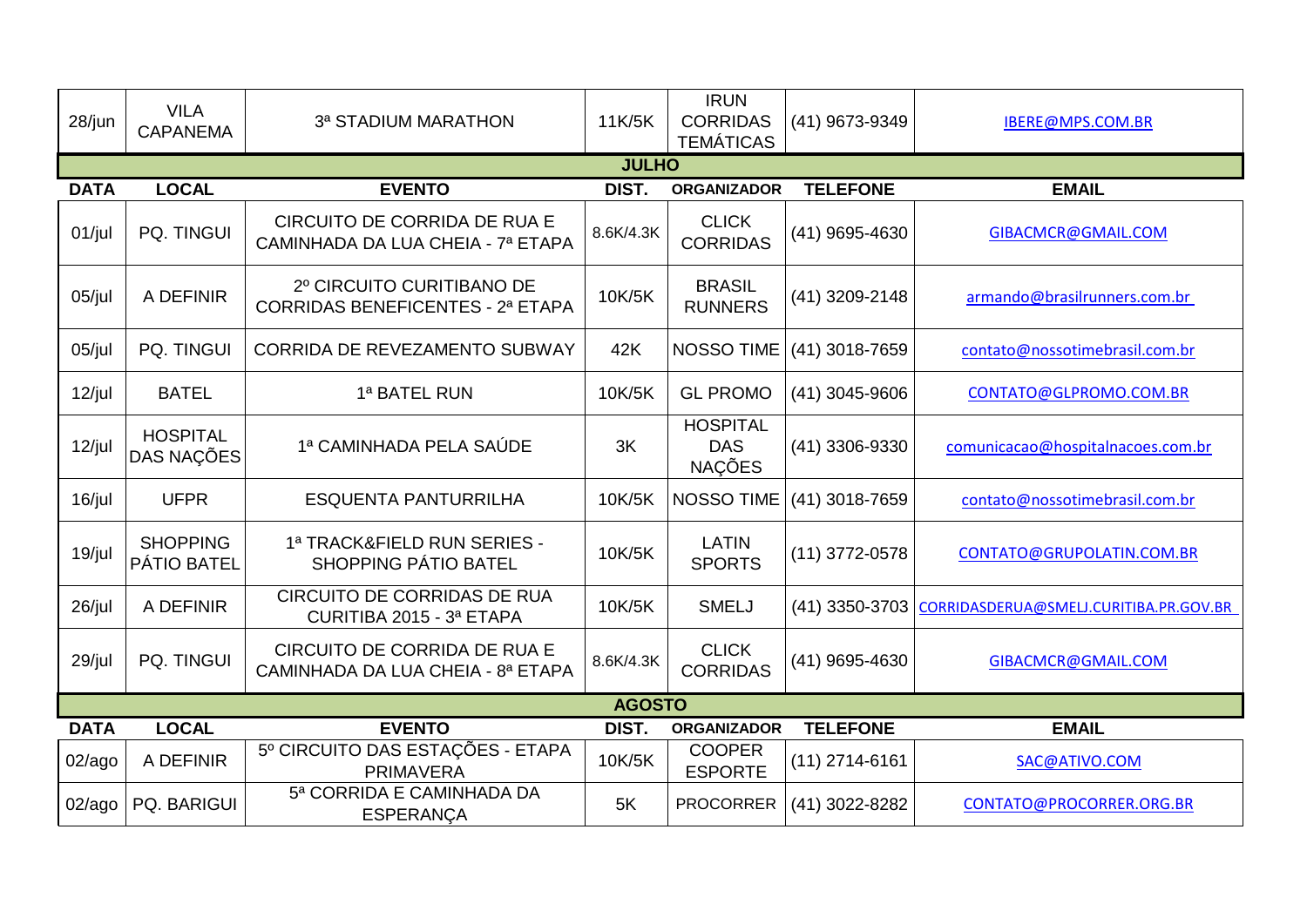| DATA | LOCAL | EVENTO | DIST. | ORGANIZADOR | TELEFONE | EMAIL |
|---|---|---|---|---|---|---|
| 28/jun | VILA CAPANEMA | 3ª STADIUM MARATHON | 11K/5K | IRUN CORRIDAS TEMÁTICAS | (41) 9673-9349 | IBERE@MPS.COM.BR |
| **JULHO** | | | | | | |
| **DATA** | **LOCAL** | **EVENTO** | **DIST.** | **ORGANIZADOR** | **TELEFONE** | **EMAIL** |
| 01/jul | PQ. TINGUI | CIRCUITO DE CORRIDA DE RUA E CAMINHADA DA LUA CHEIA - 7ª ETAPA | 8.6K/4.3K | CLICK CORRIDAS | (41) 9695-4630 | GIBACMCR@GMAIL.COM |
| 05/jul | A DEFINIR | 2º CIRCUITO CURITIBANO DE CORRIDAS BENEFICENTES - 2ª ETAPA | 10K/5K | BRASIL RUNNERS | (41) 3209-2148 | armando@brasilrunners.com.br |
| 05/jul | PQ. TINGUI | CORRIDA DE REVEZAMENTO SUBWAY | 42K | NOSSO TIME | (41) 3018-7659 | contato@nossotimebrasil.com.br |
| 12/jul | BATEL | 1ª BATEL RUN | 10K/5K | GL PROMO | (41) 3045-9606 | CONTATO@GLPROMO.COM.BR |
| 12/jul | HOSPITAL DAS NAÇÕES | 1ª CAMINHADA PELA SAÚDE | 3K | HOSPITAL DAS NAÇÕES | (41) 3306-9330 | comunicacao@hospitalnacoes.com.br |
| 16/jul | UFPR | ESQUENTA PANTURRILHA | 10K/5K | NOSSO TIME | (41) 3018-7659 | contato@nossotimebrasil.com.br |
| 19/jul | SHOPPING PÁTIO BATEL | 1ª TRACK&FIELD RUN SERIES - SHOPPING PÁTIO BATEL | 10K/5K | LATIN SPORTS | (11) 3772-0578 | CONTATO@GRUPOLATIN.COM.BR |
| 26/jul | A DEFINIR | CIRCUITO DE CORRIDAS DE RUA CURITIBA 2015 - 3ª ETAPA | 10K/5K | SMELJ | (41) 3350-3703 | CORRIDASDERUA@SMELJ.CURITIBA.PR.GOV.BR |
| 29/jul | PQ. TINGUI | CIRCUITO DE CORRIDA DE RUA E CAMINHADA DA LUA CHEIA - 8ª ETAPA | 8.6K/4.3K | CLICK CORRIDAS | (41) 9695-4630 | GIBACMCR@GMAIL.COM |
| **AGOSTO** | | | | | | |
| **DATA** | **LOCAL** | **EVENTO** | **DIST.** | **ORGANIZADOR** | **TELEFONE** | **EMAIL** |
| 02/ago | A DEFINIR | 5º CIRCUITO DAS ESTAÇÕES - ETAPA PRIMAVERA | 10K/5K | COOPER ESPORTE | (11) 2714-6161 | SAC@ATIVO.COM |
| 02/ago | PQ. BARIGUI | 5ª CORRIDA E CAMINHADA DA ESPERANÇA | 5K | PROCORRER | (41) 3022-8282 | CONTATO@PROCORRER.ORG.BR |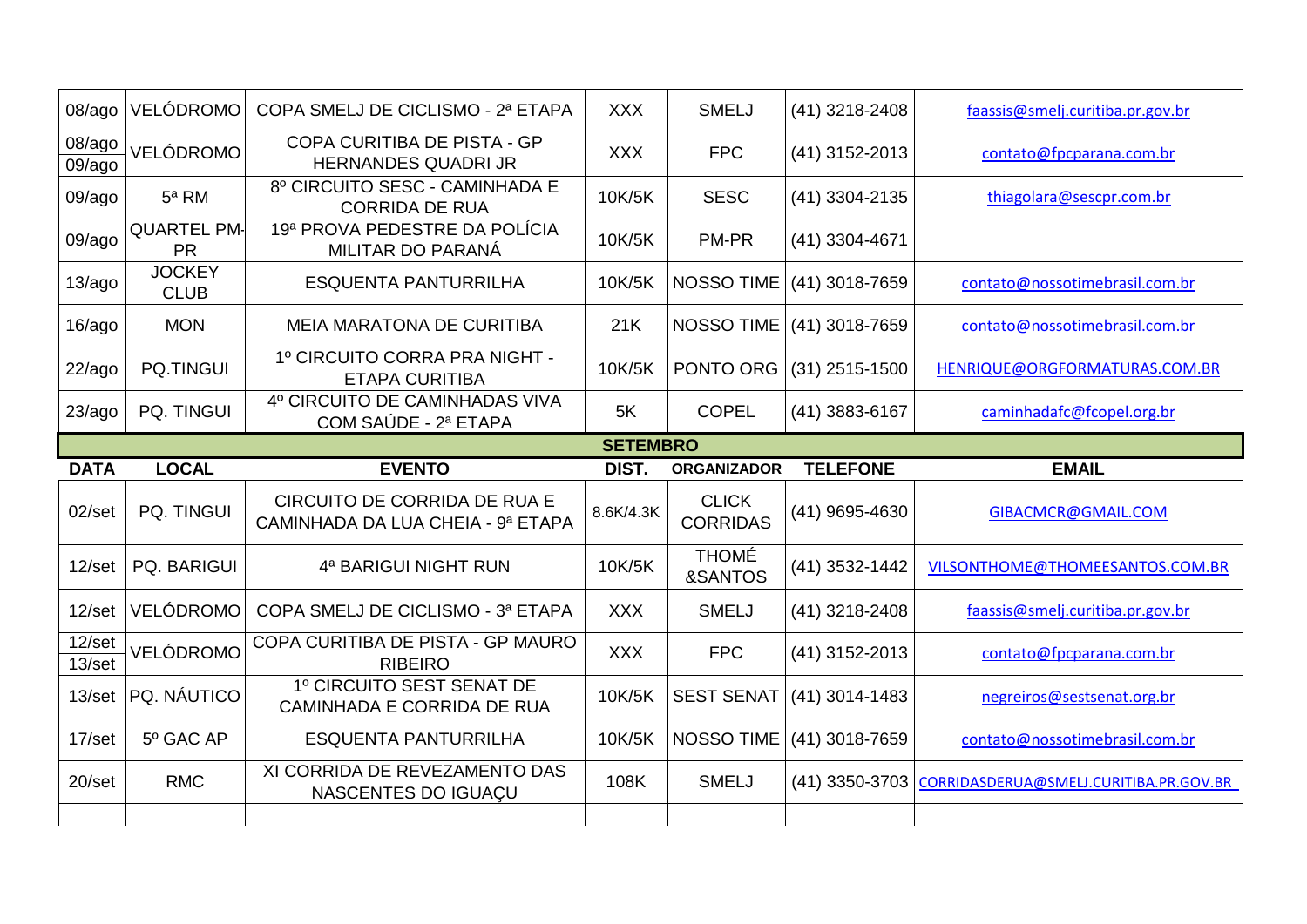| | | | | | | |
|---|---|---|---|---|---|---|
| 08/ago | VELÓDROMO | COPA SMELJ DE CICLISMO - 2ª ETAPA | XXX | SMELJ | (41) 3218-2408 | faassis@smelj.curitiba.pr.gov.br |
| 08/ago 09/ago | VELÓDROMO | COPA CURITIBA DE PISTA - GP HERNANDES QUADRI JR | XXX | FPC | (41) 3152-2013 | contato@fpcparana.com.br |
| 09/ago | 5ª RM | 8º CIRCUITO SESC - CAMINHADA E CORRIDA DE RUA | 10K/5K | SESC | (41) 3304-2135 | thiagolara@sescpr.com.br |
| 09/ago | QUARTEL PM-PR | 19ª PROVA PEDESTRE DA POLÍCIA MILITAR DO PARANÁ | 10K/5K | PM-PR | (41) 3304-4671 | |
| 13/ago | JOCKEY CLUB | ESQUENTA PANTURRILHA | 10K/5K | NOSSO TIME | (41) 3018-7659 | contato@nossotimebrasil.com.br |
| 16/ago | MON | MEIA MARATONA DE CURITIBA | 21K | NOSSO TIME | (41) 3018-7659 | contato@nossotimebrasil.com.br |
| 22/ago | PQ.TINGUI | 1º CIRCUITO CORRA PRA NIGHT - ETAPA CURITIBA | 10K/5K | PONTO ORG | (31) 2515-1500 | HENRIQUE@ORGFORMATURAS.COM.BR |
| 23/ago | PQ. TINGUI | 4º CIRCUITO DE CAMINHADAS VIVA COM SAÚDE - 2ª ETAPA | 5K | COPEL | (41) 3883-6167 | caminhadafc@fcopel.org.br |

**SETEMBRO**

| DATA | LOCAL | EVENTO | DIST. | ORGANIZADOR | TELEFONE | EMAIL |
|---|---|---|---|---|---|---|
| 02/set | PQ. TINGUI | CIRCUITO DE CORRIDA DE RUA E CAMINHADA DA LUA CHEIA - 9ª ETAPA | 8.6K/4.3K | CLICK CORRIDAS | (41) 9695-4630 | GIBACMCR@GMAIL.COM |
| 12/set | PQ. BARIGUI | 4ª BARIGUI NIGHT RUN | 10K/5K | THOMÉ &SANTOS | (41) 3532-1442 | VILSONTHOME@THOMEESANTOS.COM.BR |
| 12/set | VELÓDROMO | COPA SMELJ DE CICLISMO - 3ª ETAPA | XXX | SMELJ | (41) 3218-2408 | faassis@smelj.curitiba.pr.gov.br |
| 12/set 13/set | VELÓDROMO | COPA CURITIBA DE PISTA - GP MAURO RIBEIRO | XXX | FPC | (41) 3152-2013 | contato@fpcparana.com.br |
| 13/set | PQ. NÁUTICO | 1º CIRCUITO SEST SENAT DE CAMINHADA E CORRIDA DE RUA | 10K/5K | SEST SENAT | (41) 3014-1483 | negreiros@sestsenat.org.br |
| 17/set | 5º GAC AP | ESQUENTA PANTURRILHA | 10K/5K | NOSSO TIME | (41) 3018-7659 | contato@nossotimebrasil.com.br |
| 20/set | RMC | XI CORRIDA DE REVEZAMENTO DAS NASCENTES DO IGUAÇU | 108K | SMELJ | (41) 3350-3703 | CORRIDASDERUA@SMELJ.CURITIBA.PR.GOV.BR |
| | | | | | | |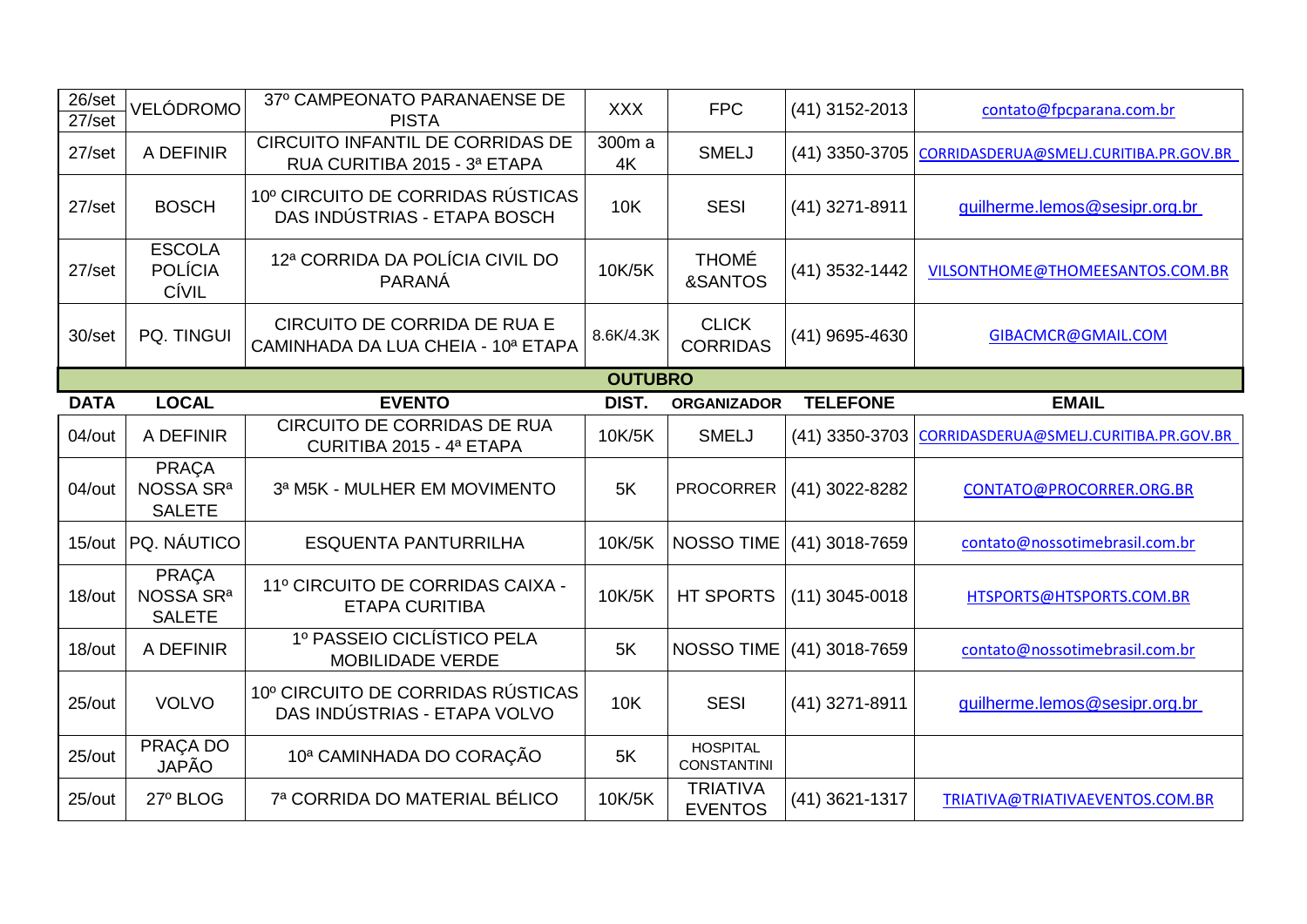| | | | | | | |
|---|---|---|---|---|---|---|
| 26/set 27/set | VELÓDROMO | 37º CAMPEONATO PARANAENSE DE PISTA | XXX | FPC | (41) 3152-2013 | contato@fpcparana.com.br |
| 27/set | A DEFINIR | CIRCUITO INFANTIL DE CORRIDAS DE RUA CURITIBA 2015 - 3ª ETAPA | 300m a 4K | SMELJ | (41) 3350-3705 | CORRIDASDERUA@SMELJ.CURITIBA.PR.GOV.BR |
| 27/set | BOSCH | 10º CIRCUITO DE CORRIDAS RÚSTICAS DAS INDÚSTRIAS - ETAPA BOSCH | 10K | SESI | (41) 3271-8911 | guilherme.lemos@sesipr.org.br |
| 27/set | ESCOLA POLÍCIA CÍVIL | 12ª CORRIDA DA POLÍCIA CIVIL DO PARANÁ | 10K/5K | THOMÉ &SANTOS | (41) 3532-1442 | VILSONTHOME@THOMEESANTOS.COM.BR |
| 30/set | PQ. TINGUI | CIRCUITO DE CORRIDA DE RUA E CAMINHADA DA LUA CHEIA - 10ª ETAPA | 8.6K/4.3K | CLICK CORRIDAS | (41) 9695-4630 | GIBACMCR@GMAIL.COM |
| **OUTUBRO** | | | | | | |
| **DATA** | **LOCAL** | **EVENTO** | **DIST.** | **ORGANIZADOR** | **TELEFONE** | **EMAIL** |
| 04/out | A DEFINIR | CIRCUITO DE CORRIDAS DE RUA CURITIBA 2015 - 4ª ETAPA | 10K/5K | SMELJ | (41) 3350-3703 | CORRIDASDERUA@SMELJ.CURITIBA.PR.GOV.BR |
| 04/out | PRAÇA NOSSA SRª SALETE | 3ª M5K - MULHER EM MOVIMENTO | 5K | PROCORRER | (41) 3022-8282 | CONTATO@PROCORRER.ORG.BR |
| 15/out | PQ. NÁUTICO | ESQUENTA PANTURRILHA | 10K/5K | NOSSO TIME | (41) 3018-7659 | contato@nossotimebrasil.com.br |
| 18/out | PRAÇA NOSSA SRª SALETE | 11º CIRCUITO DE CORRIDAS CAIXA - ETAPA CURITIBA | 10K/5K | HT SPORTS | (11) 3045-0018 | HTSPORTS@HTSPORTS.COM.BR |
| 18/out | A DEFINIR | 1º PASSEIO CICLÍSTICO PELA MOBILIDADE VERDE | 5K | NOSSO TIME | (41) 3018-7659 | contato@nossotimebrasil.com.br |
| 25/out | VOLVO | 10º CIRCUITO DE CORRIDAS RÚSTICAS DAS INDÚSTRIAS - ETAPA VOLVO | 10K | SESI | (41) 3271-8911 | guilherme.lemos@sesipr.org.br |
| 25/out | PRAÇA DO JAPÃO | 10ª CAMINHADA DO CORAÇÃO | 5K | HOSPITAL CONSTANTINI | | |
| 25/out | 27º BLOG | 7ª CORRIDA DO MATERIAL BÉLICO | 10K/5K | TRIATIVA EVENTOS | (41) 3621-1317 | TRIATIVA@TRIATIVAEVENTOS.COM.BR |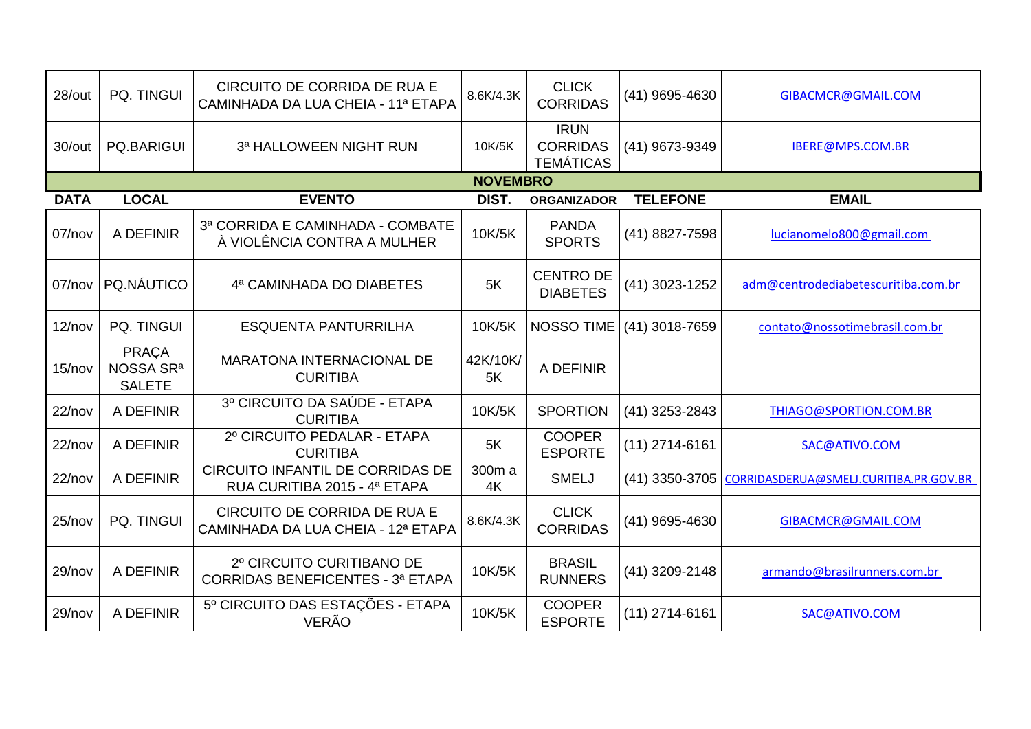| DATA | LOCAL | EVENTO | DIST. | ORGANIZADOR | TELEFONE | EMAIL |
|---|---|---|---|---|---|---|
| 28/out | PQ. TINGUI | CIRCUITO DE CORRIDA DE RUA E CAMINHADA DA LUA CHEIA - 11ª ETAPA | 8.6K/4.3K | CLICK CORRIDAS | (41) 9695-4630 | GIBACMCR@GMAIL.COM |
| 30/out | PQ.BARIGUI | 3ª HALLOWEEN NIGHT RUN | 10K/5K | IRUN CORRIDAS TEMÁTICAS | (41) 9673-9349 | IBERE@MPS.COM.BR |
| **NOVEMBRO** | | | | | | |
| **DATA** | **LOCAL** | **EVENTO** | **DIST.** | **ORGANIZADOR** | **TELEFONE** | **EMAIL** |
| 07/nov | A DEFINIR | 3ª CORRIDA E CAMINHADA - COMBATE À VIOLÊNCIA CONTRA A MULHER | 10K/5K | PANDA SPORTS | (41) 8827-7598 | lucianomelo800@gmail.com |
| 07/nov | PQ.NÁUTICO | 4ª CAMINHADA DO DIABETES | 5K | CENTRO DE DIABETES | (41) 3023-1252 | adm@centrodediabetescuritiba.com.br |
| 12/nov | PQ. TINGUI | ESQUENTA PANTURRILHA | 10K/5K | NOSSO TIME | (41) 3018-7659 | contato@nossotimebrasil.com.br |
| 15/nov | PRAÇA NOSSA SRª SALETE | MARATONA INTERNACIONAL DE CURITIBA | 42K/10K/5K | A DEFINIR | | |
| 22/nov | A DEFINIR | 3º CIRCUITO DA SAÚDE - ETAPA CURITIBA | 10K/5K | SPORTION | (41) 3253-2843 | THIAGO@SPORTION.COM.BR |
| 22/nov | A DEFINIR | 2º CIRCUITO PEDALAR - ETAPA CURITIBA | 5K | COOPER ESPORTE | (11) 2714-6161 | SAC@ATIVO.COM |
| 22/nov | A DEFINIR | CIRCUITO INFANTIL DE CORRIDAS DE RUA CURITIBA 2015 - 4ª ETAPA | 300m a 4K | SMELJ | (41) 3350-3705 | CORRIDASDERUA@SMELJ.CURITIBA.PR.GOV.BR |
| 25/nov | PQ. TINGUI | CIRCUITO DE CORRIDA DE RUA E CAMINHADA DA LUA CHEIA - 12ª ETAPA | 8.6K/4.3K | CLICK CORRIDAS | (41) 9695-4630 | GIBACMCR@GMAIL.COM |
| 29/nov | A DEFINIR | 2º CIRCUITO CURITIBANO DE CORRIDAS BENEFICENTES - 3ª ETAPA | 10K/5K | BRASIL RUNNERS | (41) 3209-2148 | armando@brasilrunners.com.br |
| 29/nov | A DEFINIR | 5º CIRCUITO DAS ESTAÇÕES - ETAPA VERÃO | 10K/5K | COOPER ESPORTE | (11) 2714-6161 | SAC@ATIVO.COM |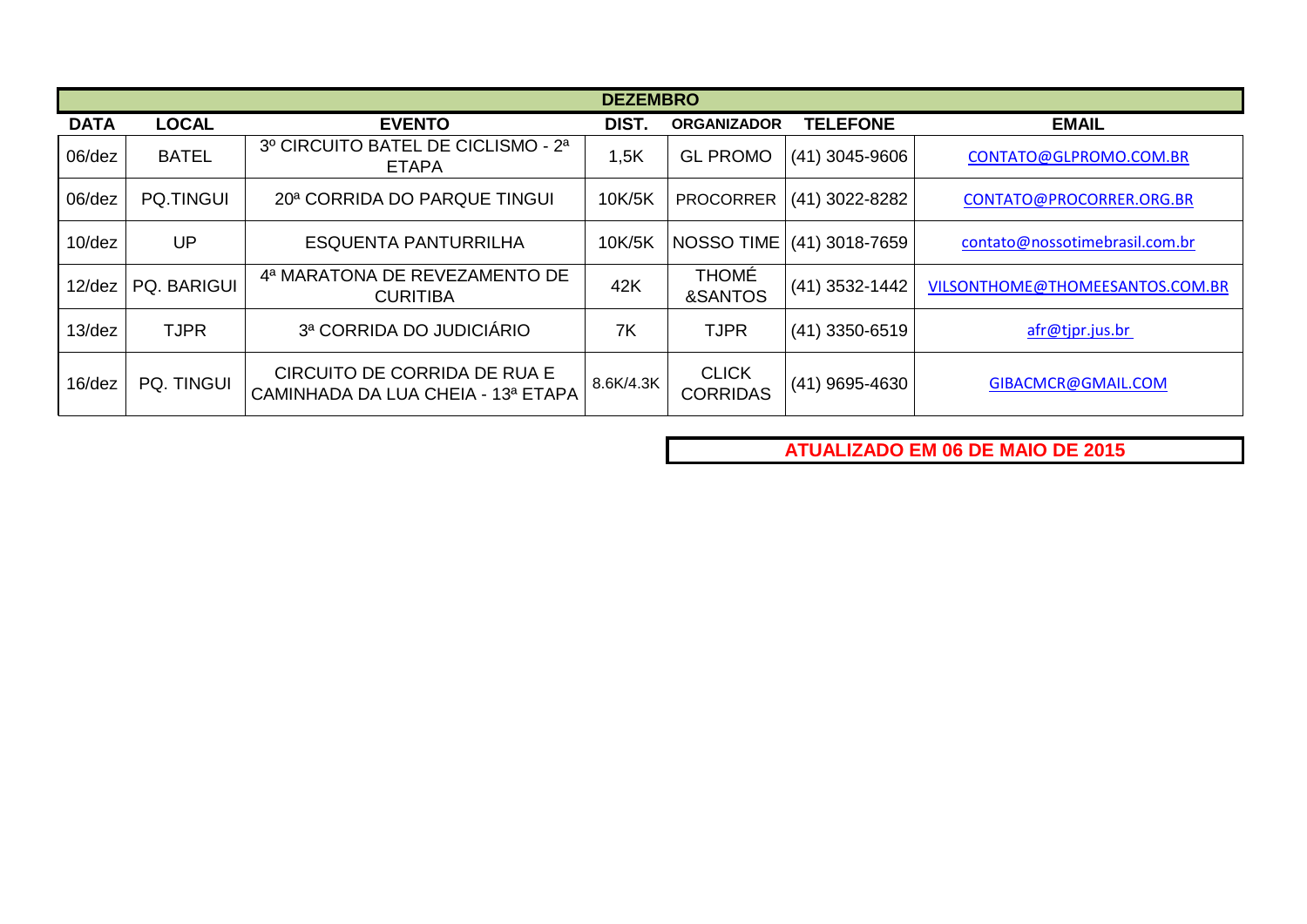| DEZEMBRO | | | | | | |
|---|---|---|---|---|---|---|
| **DATA** | **LOCAL** | **EVENTO** | **DIST.** | **ORGANIZADOR** | **TELEFONE** | **EMAIL** |
| 06/dez | BATEL | 3º CIRCUITO BATEL DE CICLISMO - 2ª ETAPA | 1,5K | GL PROMO | (41) 3045-9606 | CONTATO@GLPROMO.COM.BR |
| 06/dez | PQ.TINGUI | 20ª CORRIDA DO PARQUE TINGUI | 10K/5K | PROCORRER | (41) 3022-8282 | CONTATO@PROCORRER.ORG.BR |
| 10/dez | UP | ESQUENTA PANTURRILHA | 10K/5K | NOSSO TIME | (41) 3018-7659 | contato@nossotimebrasil.com.br |
| 12/dez | PQ. BARIGUI | 4ª MARATONA DE REVEZAMENTO DE CURITIBA | 42K | THOMÉ &SANTOS | (41) 3532-1442 | VILSONTHOME@THOMEESANTOS.COM.BR |
| 13/dez | TJPR | 3ª CORRIDA DO JUDICIÁRIO | 7K | TJPR | (41) 3350-6519 | afr@tjpr.jus.br |
| 16/dez | PQ. TINGUI | CIRCUITO DE CORRIDA DE RUA E CAMINHADA DA LUA CHEIA - 13ª ETAPA | 8.6K/4.3K | CLICK CORRIDAS | (41) 9695-4630 | GIBACMCR@GMAIL.COM |

**ATUALIZADO EM 06 DE MAIO DE 2015**